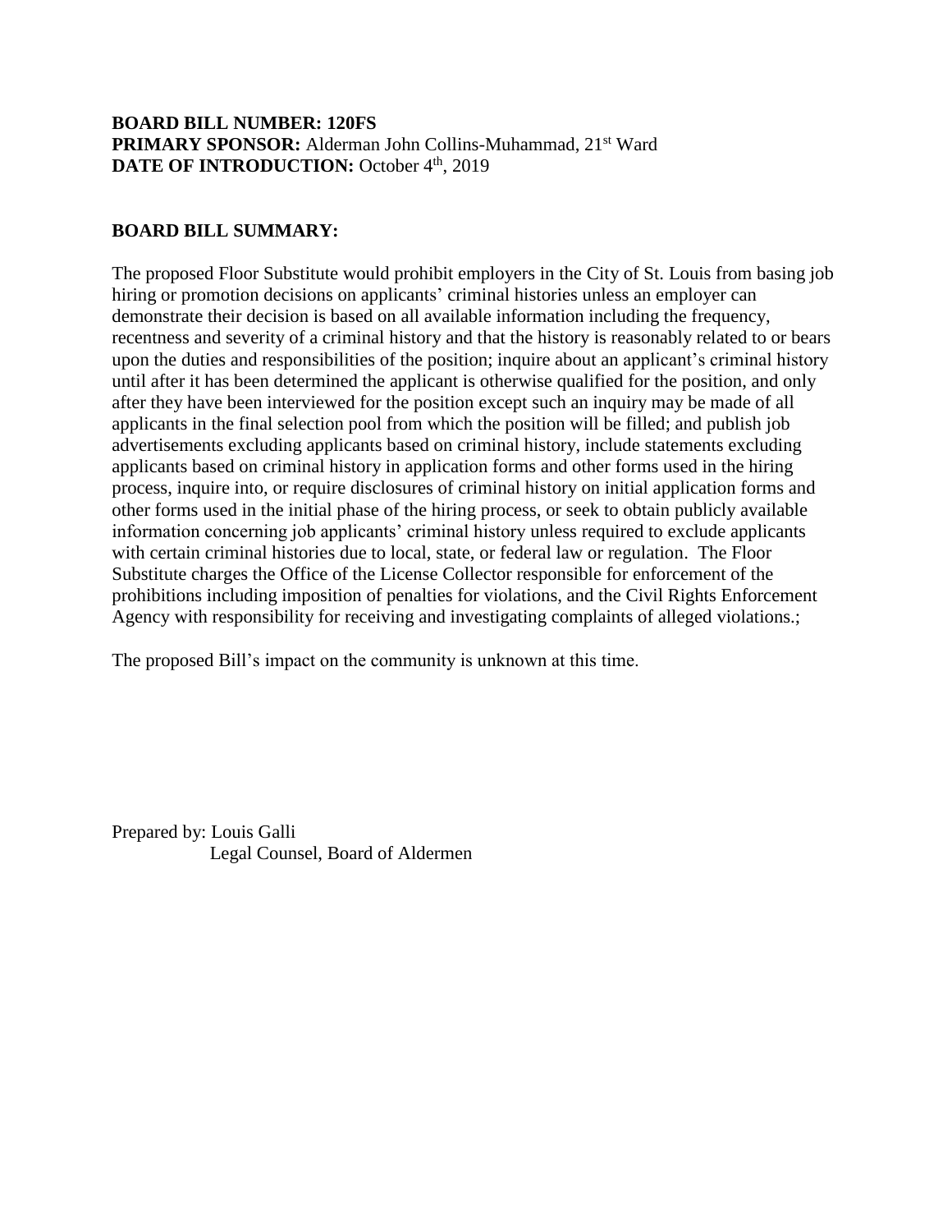**BOARD BILL NUMBER: 120FS**
**PRIMARY SPONSOR:** Alderman John Collins-Muhammad, 21st Ward
**DATE OF INTRODUCTION:** October 4th, 2019

**BOARD BILL SUMMARY:**

The proposed Floor Substitute would prohibit employers in the City of St. Louis from basing job hiring or promotion decisions on applicants' criminal histories unless an employer can demonstrate their decision is based on all available information including the frequency, recentness and severity of a criminal history and that the history is reasonably related to or bears upon the duties and responsibilities of the position; inquire about an applicant's criminal history until after it has been determined the applicant is otherwise qualified for the position, and only after they have been interviewed for the position except such an inquiry may be made of all applicants in the final selection pool from which the position will be filled; and publish job advertisements excluding applicants based on criminal history, include statements excluding applicants based on criminal history in application forms and other forms used in the hiring process, inquire into, or require disclosures of criminal history on initial application forms and other forms used in the initial phase of the hiring process, or seek to obtain publicly available information concerning job applicants' criminal history unless required to exclude applicants with certain criminal histories due to local, state, or federal law or regulation. The Floor Substitute charges the Office of the License Collector responsible for enforcement of the prohibitions including imposition of penalties for violations, and the Civil Rights Enforcement Agency with responsibility for receiving and investigating complaints of alleged violations.;

The proposed Bill's impact on the community is unknown at this time.

Prepared by: Louis Galli
Legal Counsel, Board of Aldermen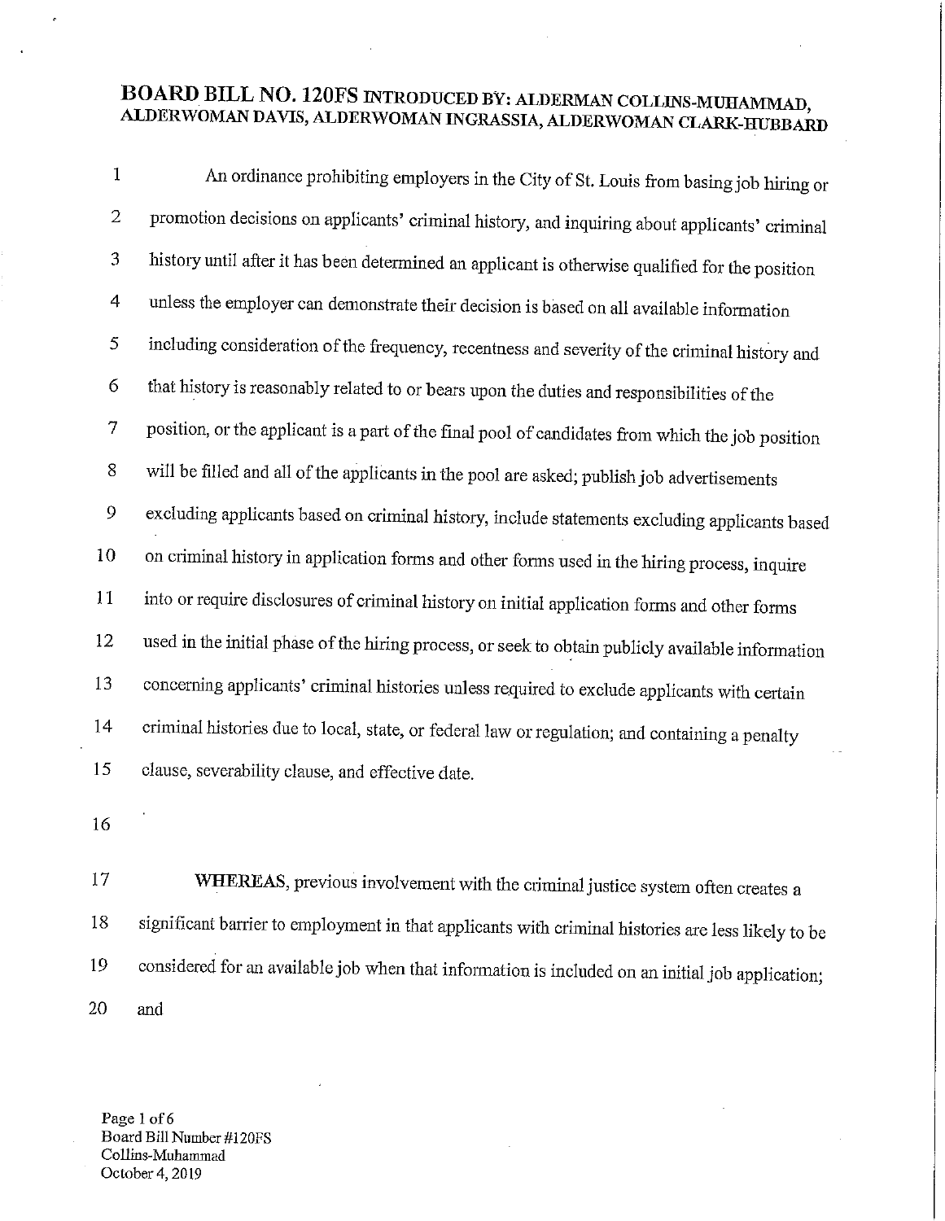# BOARD BILL NO. 120FS INTRODUCED BY: ALDERMAN COLLINS-MUHAMMAD, ALDERWOMAN DAVIS, ALDERWOMAN INGRASSIA, ALDERWOMAN CLARK-HUBBARD

1 An ordinance prohibiting employers in the City of St. Louis from basing job hiring or
2 promotion decisions on applicants' criminal history, and inquiring about applicants' criminal
3 history until after it has been determined an applicant is otherwise qualified for the position
4 unless the employer can demonstrate their decision is based on all available information
5 including consideration of the frequency, recentness and severity of the criminal history and
6 that history is reasonably related to or bears upon the duties and responsibilities of the
7 position, or the applicant is a part of the final pool of candidates from which the job position
8 will be filled and all of the applicants in the pool are asked; publish job advertisements
9 excluding applicants based on criminal history, include statements excluding applicants based
10 on criminal history in application forms and other forms used in the hiring process, inquire
11 into or require disclosures of criminal history on initial application forms and other forms
12 used in the initial phase of the hiring process, or seek to obtain publicly available information
13 concerning applicants' criminal histories unless required to exclude applicants with certain
14 criminal histories due to local, state, or federal law or regulation; and containing a penalty
15 clause, severability clause, and effective date.

16

17 **WHEREAS**, previous involvement with the criminal justice system often creates a
18 significant barrier to employment in that applicants with criminal histories are less likely to be
19 considered for an available job when that information is included on an initial job application;
20 and

Board Bill Number #120FS
Collins-Muhammad
October 4, 2019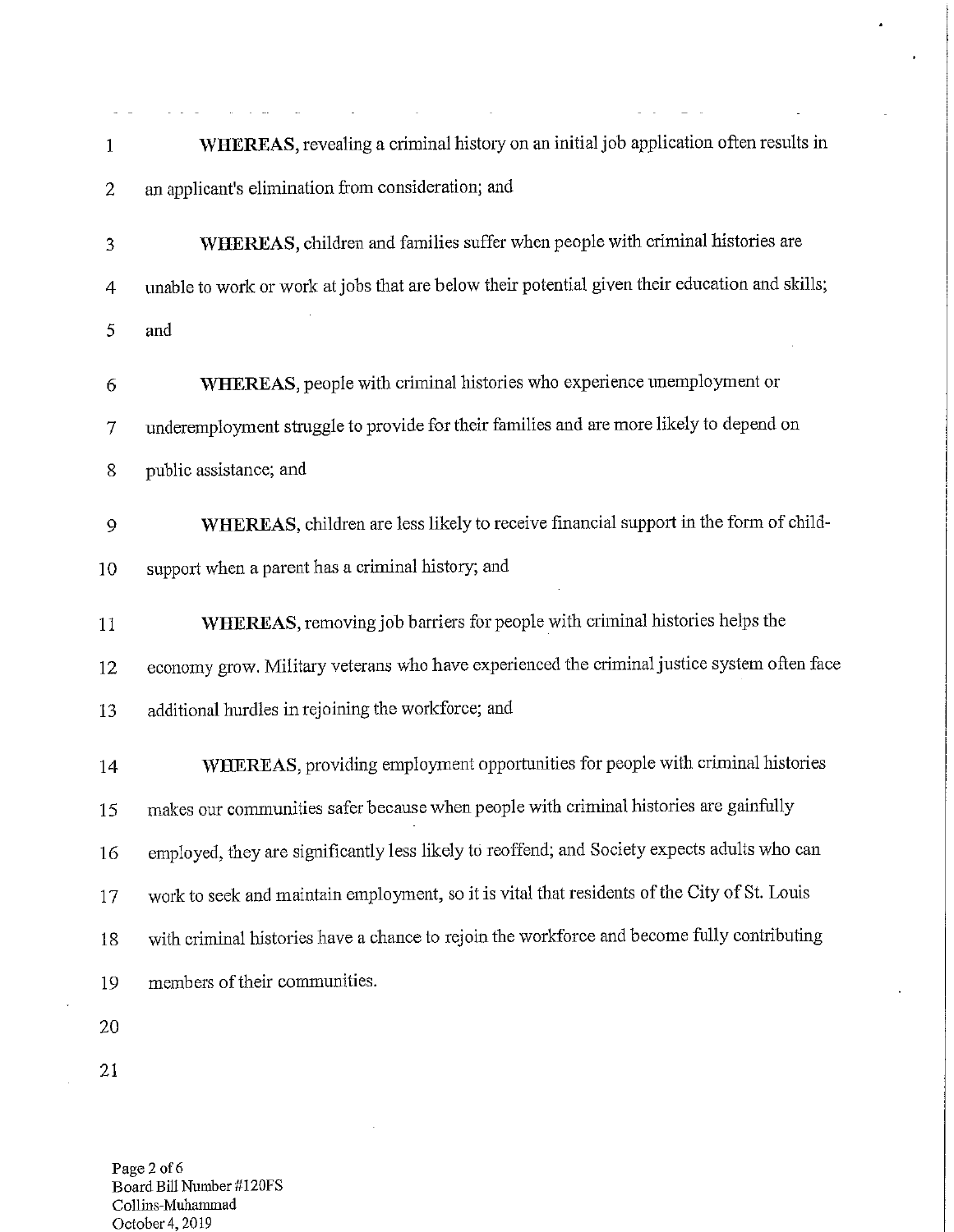**WHEREAS**, revealing a criminal history on an initial job application often results in an applicant's elimination from consideration; and

**WHEREAS**, children and families suffer when people with criminal histories are unable to work or work at jobs that are below their potential given their education and skills; and

**WHEREAS**, people with criminal histories who experience unemployment or underemployment struggle to provide for their families and are more likely to depend on public assistance; and

**WHEREAS**, children are less likely to receive financial support in the form of child-support when a parent has a criminal history; and

**WHEREAS**, removing job barriers for people with criminal histories helps the economy grow. Military veterans who have experienced the criminal justice system often face additional hurdles in rejoining the workforce; and

**WHEREAS**, providing employment opportunities for people with criminal histories makes our communities safer because when people with criminal histories are gainfully employed, they are significantly less likely to reoffend; and Society expects adults who can work to seek and maintain employment, so it is vital that residents of the City of St. Louis with criminal histories have a chance to rejoin the workforce and become fully contributing members of their communities.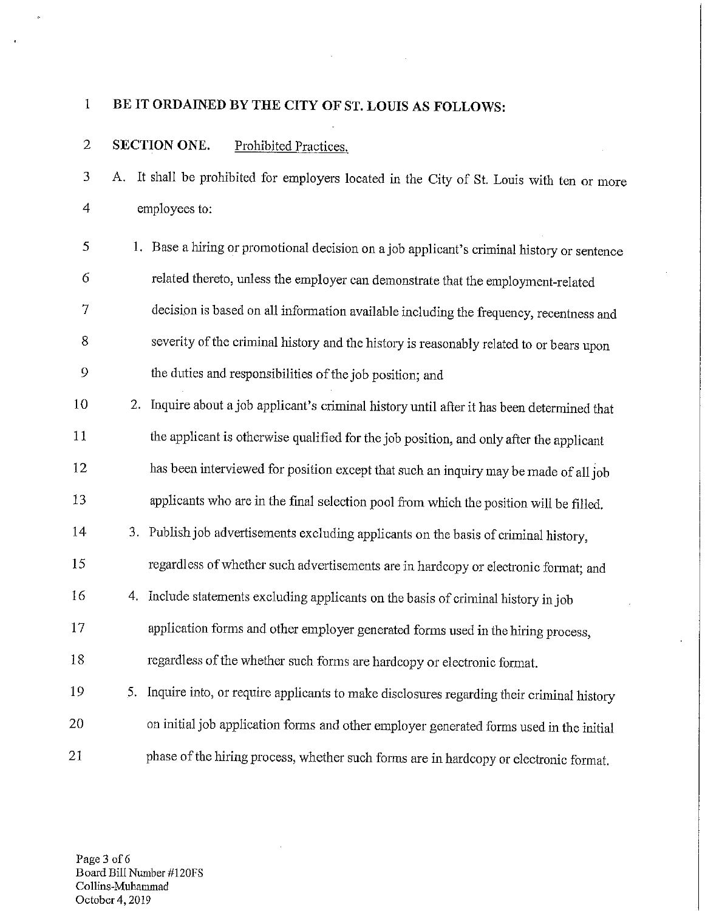**BE IT ORDAINED BY THE CITY OF ST. LOUIS AS FOLLOWS:**

**SECTION ONE.** Prohibited Practices.

A. It shall be prohibited for employers located in the City of St. Louis with ten or more employees to:

1. Base a hiring or promotional decision on a job applicant's criminal history or sentence related thereto, unless the employer can demonstrate that the employment-related decision is based on all information available including the frequency, recentness and severity of the criminal history and the history is reasonably related to or bears upon the duties and responsibilities of the job position; and
2. Inquire about a job applicant's criminal history until after it has been determined that the applicant is otherwise qualified for the job position, and only after the applicant has been interviewed for position except that such an inquiry may be made of all job applicants who are in the final selection pool from which the position will be filled.
3. Publish job advertisements excluding applicants on the basis of criminal history, regardless of whether such advertisements are in hardcopy or electronic format; and
4. Include statements excluding applicants on the basis of criminal history in job application forms and other employer generated forms used in the hiring process, regardless of the whether such forms are hardcopy or electronic format.
5. Inquire into, or require applicants to make disclosures regarding their criminal history on initial job application forms and other employer generated forms used in the initial phase of the hiring process, whether such forms are in hardcopy or electronic format.

Board Bill Number #120FS
Collins-Muhammad
October 4, 2019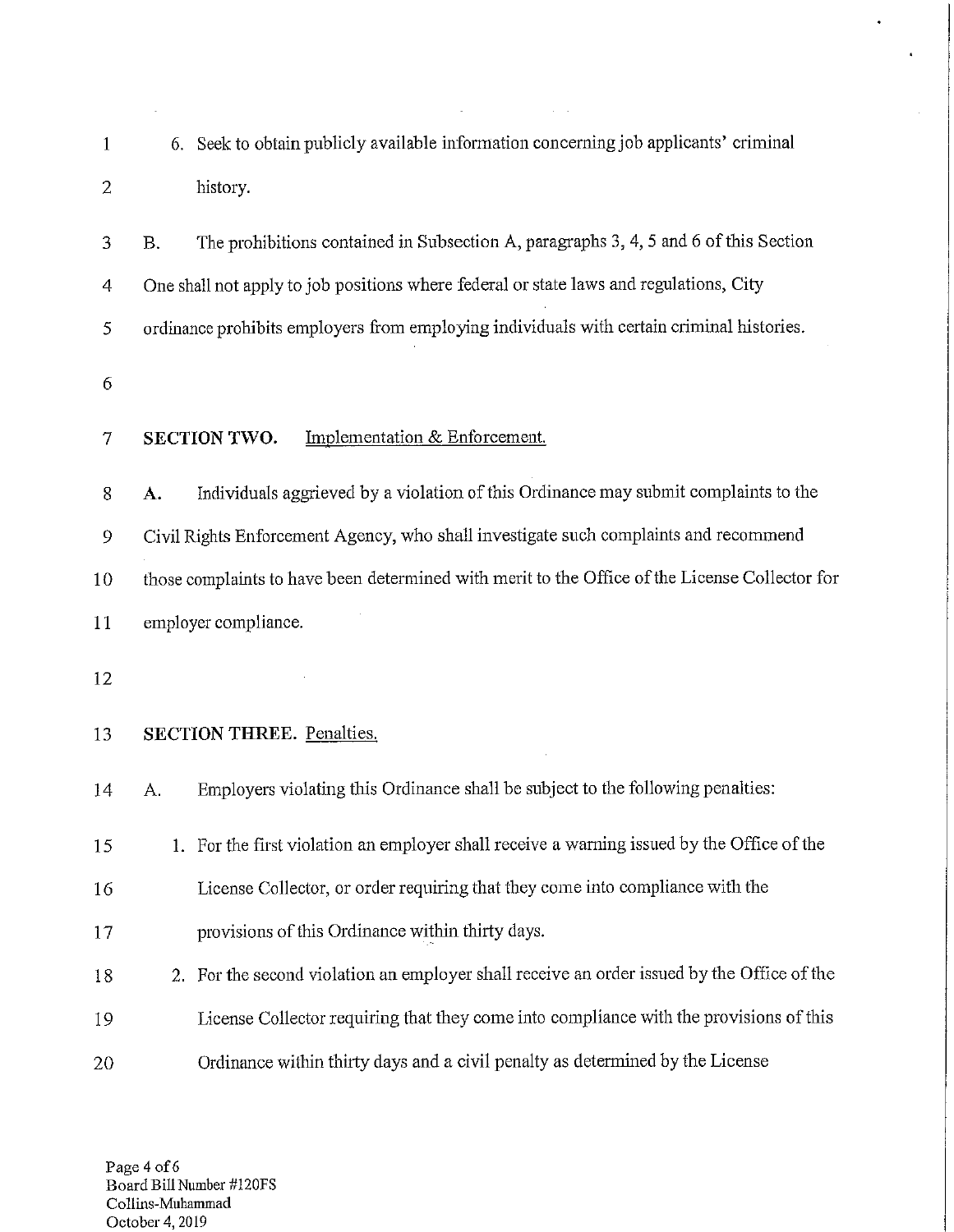6. Seek to obtain publicly available information concerning job applicants' criminal history.

B. The prohibitions contained in Subsection A, paragraphs 3, 4, 5 and 6 of this Section One shall not apply to job positions where federal or state laws and regulations, City ordinance prohibits employers from employing individuals with certain criminal histories.

**SECTION TWO.** Implementation & Enforcement.

**A.** Individuals aggrieved by a violation of this Ordinance may submit complaints to the Civil Rights Enforcement Agency, who shall investigate such complaints and recommend those complaints to have been determined with merit to the Office of the License Collector for employer compliance.

**SECTION THREE.** Penalties.

A. Employers violating this Ordinance shall be subject to the following penalties:

1. For the first violation an employer shall receive a warning issued by the Office of the License Collector, or order requiring that they come into compliance with the provisions of this Ordinance within thirty days.
2. For the second violation an employer shall receive an order issued by the Office of the License Collector requiring that they come into compliance with the provisions of this Ordinance within thirty days and a civil penalty as determined by the License

Board Bill Number #120FS
Collins-Muhammad
October 4, 2019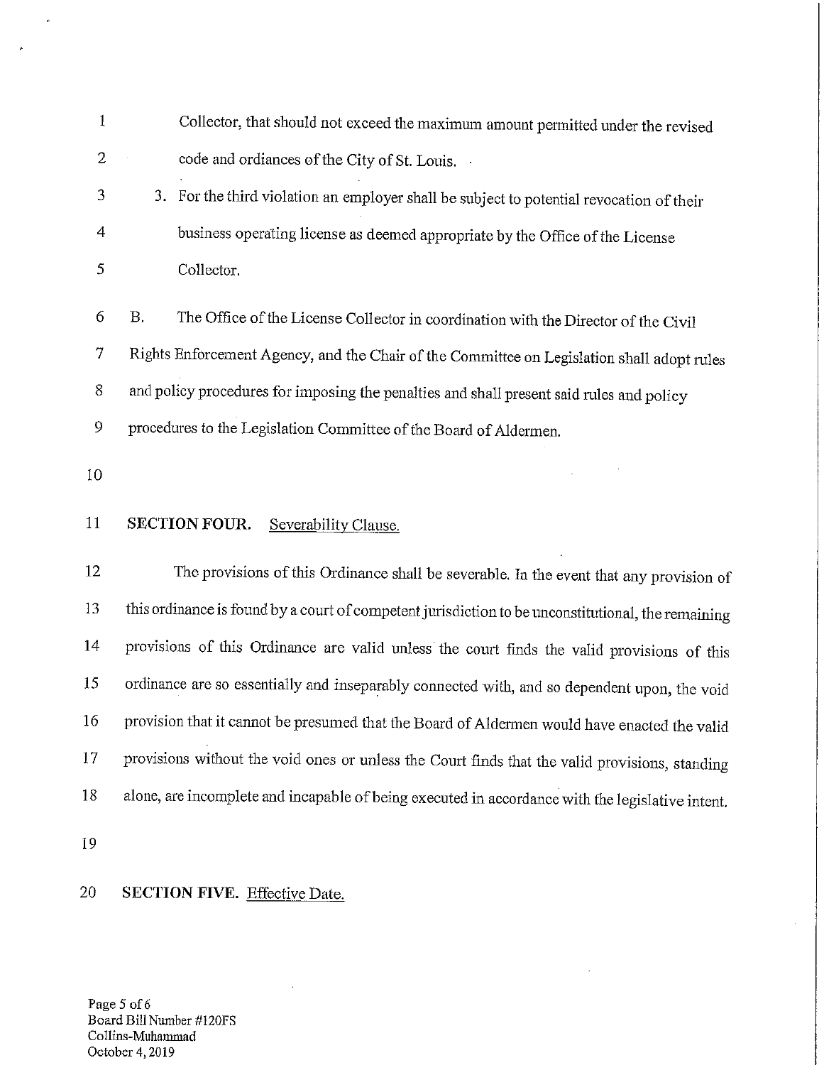Collector, that should not exceed the maximum amount permitted under the revised code and ordiances of the City of St. Louis.

3. For the third violation an employer shall be subject to potential revocation of their business operating license as deemed appropriate by the Office of the License Collector.

B. The Office of the License Collector in coordination with the Director of the Civil Rights Enforcement Agency, and the Chair of the Committee on Legislation shall adopt rules and policy procedures for imposing the penalties and shall present said rules and policy procedures to the Legislation Committee of the Board of Aldermen.

**SECTION FOUR.** Severability Clause.

The provisions of this Ordinance shall be severable. In the event that any provision of this ordinance is found by a court of competent jurisdiction to be unconstitutional, the remaining provisions of this Ordinance are valid unless the court finds the valid provisions of this ordinance are so essentially and inseparably connected with, and so dependent upon, the void provision that it cannot be presumed that the Board of Aldermen would have enacted the valid provisions without the void ones or unless the Court finds that the valid provisions, standing alone, are incomplete and incapable of being executed in accordance with the legislative intent.

**SECTION FIVE.** Effective Date.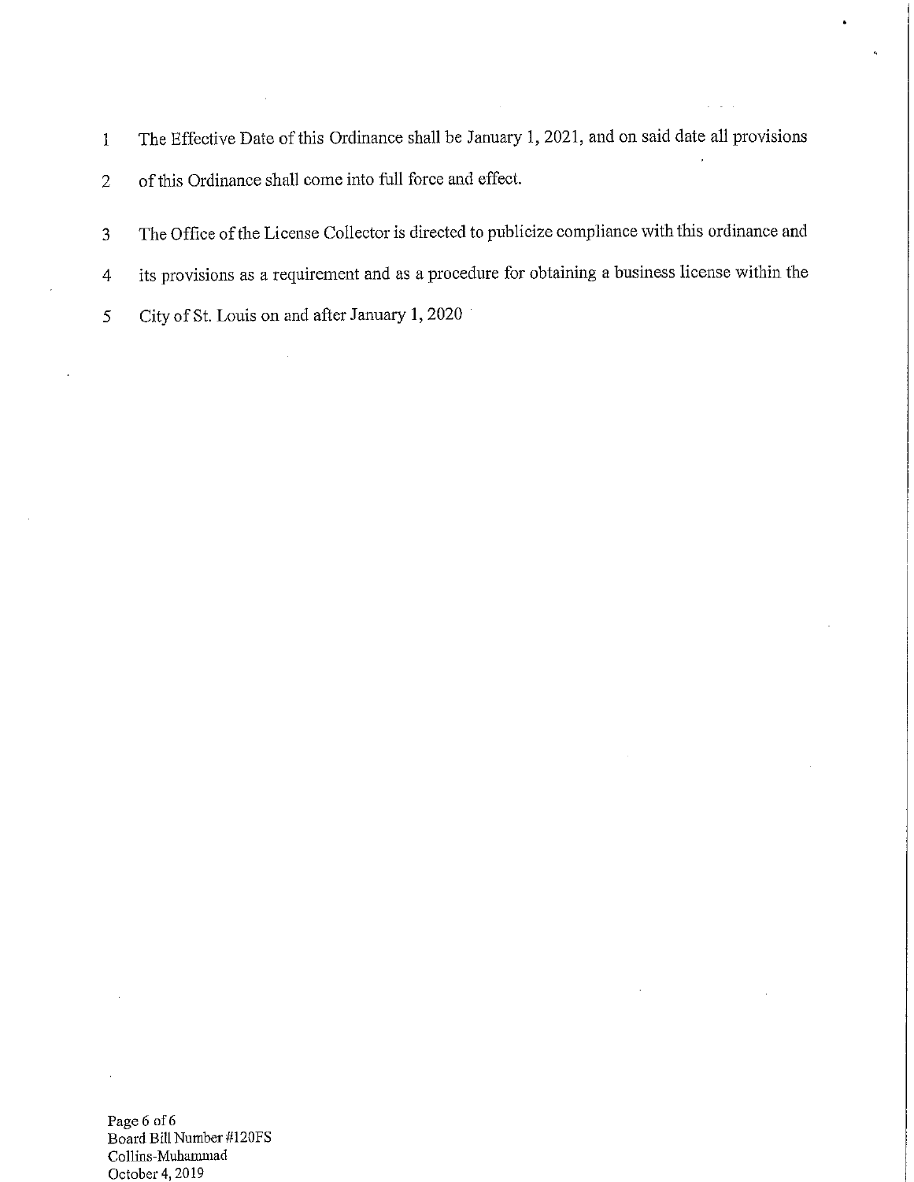The Effective Date of this Ordinance shall be January 1, 2021, and on said date all provisions of this Ordinance shall come into full force and effect.

The Office of the License Collector is directed to publicize compliance with this ordinance and its provisions as a requirement and as a procedure for obtaining a business license within the City of St. Louis on and after January 1, 2020

Board Bill Number #120FS
Collins-Muhammad
October 4, 2019